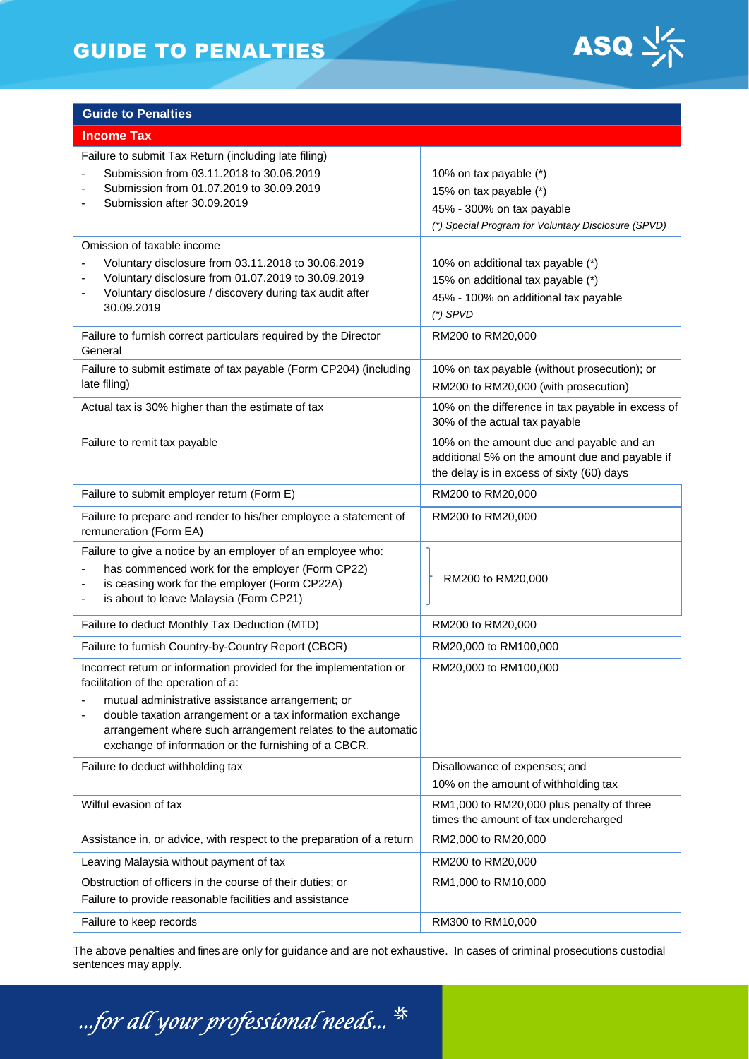# GUIDE TO PENALTIES

| Guide to Penalties | |
|---|---|
| **Income Tax** | |
| Failure to submit Tax Return (including late filing)<br>- Submission from 03.11.2018 to 30.06.2019<br>- Submission from 01.07.2019 to 30.09.2019<br>- Submission after 30.09.2019 | 10% on tax payable (*)<br>15% on tax payable (*)<br>45% - 300% on tax payable<br>*(*) Special Program for Voluntary Disclosure (SPVD)* |
| Omission of taxable income<br>- Voluntary disclosure from 03.11.2018 to 30.06.2019<br>- Voluntary disclosure from 01.07.2019 to 30.09.2019<br>- Voluntary disclosure / discovery during tax audit after 30.09.2019 | 10% on additional tax payable (*)<br>15% on additional tax payable (*)<br>45% - 100% on additional tax payable<br>*(*) SPVD* |
| Failure to furnish correct particulars required by the Director General | RM200 to RM20,000 |
| Failure to submit estimate of tax payable (Form CP204) (including late filing) | 10% on tax payable (without prosecution); or<br>RM200 to RM20,000 (with prosecution) |
| Actual tax is 30% higher than the estimate of tax | 10% on the difference in tax payable in excess of 30% of the actual tax payable |
| Failure to remit tax payable | 10% on the amount due and payable and an additional 5% on the amount due and payable if the delay is in excess of sixty (60) days |
| Failure to submit employer return (Form E) | RM200 to RM20,000 |
| Failure to prepare and render to his/her employee a statement of remuneration (Form EA) | RM200 to RM20,000 |
| Failure to give a notice by an employer of an employee who:<br>- has commenced work for the employer (Form CP22)<br>- is ceasing work for the employer (Form CP22A)<br>- is about to leave Malaysia (Form CP21) | RM200 to RM20,000 |
| Failure to deduct Monthly Tax Deduction (MTD) | RM200 to RM20,000 |
| Failure to furnish Country-by-Country Report (CBCR) | RM20,000 to RM100,000 |
| Incorrect return or information provided for the implementation or facilitation of the operation of a:<br>- mutual administrative assistance arrangement; or<br>- double taxation arrangement or a tax information exchange arrangement where such arrangement relates to the automatic exchange of information or the furnishing of a CBCR. | RM20,000 to RM100,000 |
| Failure to deduct withholding tax | Disallowance of expenses; and<br>10% on the amount of withholding tax |
| Wilful evasion of tax | RM1,000 to RM20,000 plus penalty of three times the amount of tax undercharged |
| Assistance in, or advice, with respect to the preparation of a return | RM2,000 to RM20,000 |
| Leaving Malaysia without payment of tax | RM200 to RM20,000 |
| Obstruction of officers in the course of their duties; or<br>Failure to provide reasonable facilities and assistance | RM1,000 to RM10,000 |
| Failure to keep records | RM300 to RM10,000 |

The above penalties and fines are only for guidance and are not exhaustive. In cases of criminal prosecutions custodial sentences may apply.

*...for all your professional needs...*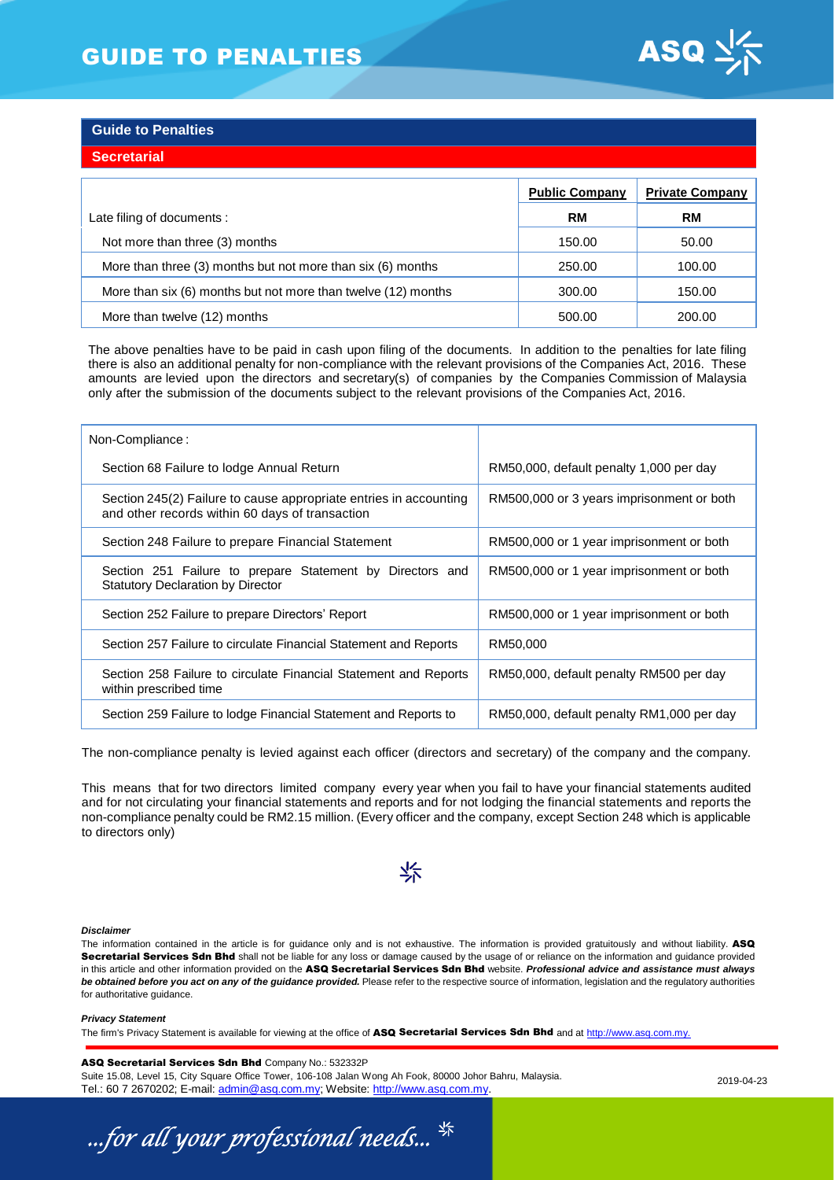# GUIDE TO PENALTIES

## Guide to Penalties

### Secretarial

| | Public Company | Private Company |
|---|---|---|
| Late filing of documents : | RM | RM |
| Not more than three (3) months | 150.00 | 50.00 |
| More than three (3) months but not more than six (6) months | 250.00 | 100.00 |
| More than six (6) months but not more than twelve (12) months | 300.00 | 150.00 |
| More than twelve (12) months | 500.00 | 200.00 |

The above penalties have to be paid in cash upon filing of the documents. In addition to the penalties for late filing there is also an additional penalty for non-compliance with the relevant provisions of the Companies Act, 2016. These amounts are levied upon the directors and secretary(s) of companies by the Companies Commission of Malaysia only after the submission of the documents subject to the relevant provisions of the Companies Act, 2016.

| Non-Compliance : | |
|---|---|
| Section 68 Failure to lodge Annual Return | RM50,000, default penalty 1,000 per day |
| Section 245(2) Failure to cause appropriate entries in accounting and other records within 60 days of transaction | RM500,000 or 3 years imprisonment or both |
| Section 248 Failure to prepare Financial Statement | RM500,000 or 1 year imprisonment or both |
| Section 251 Failure to prepare Statement by Directors and Statutory Declaration by Director | RM500,000 or 1 year imprisonment or both |
| Section 252 Failure to prepare Directors' Report | RM500,000 or 1 year imprisonment or both |
| Section 257 Failure to circulate Financial Statement and Reports | RM50,000 |
| Section 258 Failure to circulate Financial Statement and Reports within prescribed time | RM50,000, default penalty RM500 per day |
| Section 259 Failure to lodge Financial Statement and Reports to | RM50,000, default penalty RM1,000 per day |

The non-compliance penalty is levied against each officer (directors and secretary) of the company and the company.

This means that for two directors limited company every year when you fail to have your financial statements audited and for not circulating your financial statements and reports and for not lodging the financial statements and reports the non-compliance penalty could be RM2.15 million. (Every officer and the company, except Section 248 which is applicable to directors only)

***Disclaimer***

The information contained in the article is for guidance only and is not exhaustive. The information is provided gratuitously and without liability. **ASQ Secretarial Services Sdn Bhd** shall not be liable for any loss or damage caused by the usage of or reliance on the information and guidance provided in this article and other information provided on the **ASQ Secretarial Services Sdn Bhd** website. ***Professional advice and assistance must always be obtained before you act on any of the guidance provided.*** Please refer to the respective source of information, legislation and the regulatory authorities for authoritative guidance.

***Privacy Statement***

The firm's Privacy Statement is available for viewing at the office of **ASQ Secretarial Services Sdn Bhd** and at http://www.asq.com.my.

**ASQ Secretarial Services Sdn Bhd** Company No.: 532332P
Suite 15.08, Level 15, City Square Office Tower, 106-108 Jalan Wong Ah Fook, 80000 Johor Bahru, Malaysia.
Tel.: 60 7 2670202; E-mail: admin@asq.com.my; Website: http://www.asq.com.my.

2019-04-23

*...for all your professional needs...*